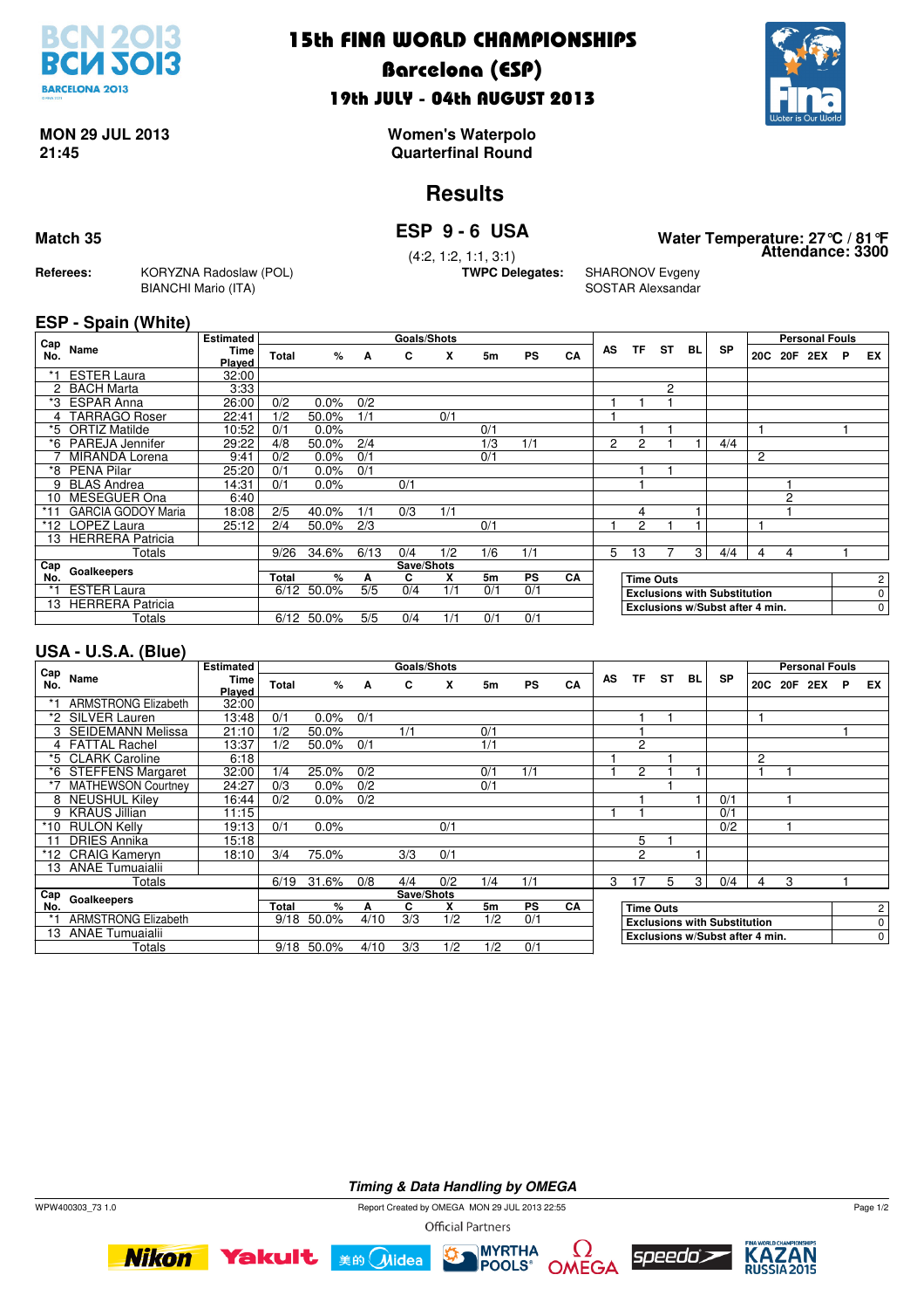# 15th FINA WORLD CHAMPIONSHIPS

## Barcelona (ESP)

### 19th JULY - 04th AUGUST 2013

**MON 29 JUL 2013**
**21:45**

**Women's Waterpolo**
**Quarterfinal Round**

## Results

**Match 35**

## ESP 9 - 6 USA

(4:2, 1:2, 1:1, 3:1)

**Water Temperature: 27°C / 81°F**
**Attendance: 3300**

**Referees:** KORYZNA Radoslaw (POL), BIANCHI Mario (ITA)

**TWPC Delegates:** SHARONOV Evgeny, SOSTAR Alexsandar

### ESP - Spain (White)

| Cap No. | Name | Estimated Time Played | Total | % | A | C | X | 5m | PS | CA | AS | TF | ST | BL | SP | 20C | 20F | 2EX | P | EX |
|---|---|---|---|---|---|---|---|---|---|---|---|---|---|---|---|---|---|---|---|---|
| *1 | ESTER Laura | 32:00 | | | | | | | | | | | | | | | | | | |
| 2 | BACH Marta | 3:33 | | | | | | | | | | | 2 | | | | | | | |
| *3 | ESPAR Anna | 26:00 | 0/2 | 0.0% | 0/2 | | | | | | 1 | 1 | 1 | | | | | | | |
| 4 | TARRAGO Roser | 22:41 | 1/2 | 50.0% | 1/1 | | 0/1 | | | | 1 | | | | | | | | | |
| *5 | ORTIZ Matilde | 10:52 | 0/1 | 0.0% | | | | 0/1 | | | | 1 | 1 | | | 1 | | | 1 | |
| *6 | PAREJA Jennifer | 29:22 | 4/8 | 50.0% | 2/4 | | | 1/3 | 1/1 | | 2 | 2 | 1 | 1 | 4/4 | | | | | |
| 7 | MIRANDA Lorena | 9:41 | 0/2 | 0.0% | 0/1 | | | 0/1 | | | | | | | | 2 | | | | |
| *8 | PENA Pilar | 25:20 | 0/1 | 0.0% | 0/1 | | | | | | | 1 | 1 | | | | | | | |
| 9 | BLAS Andrea | 14:31 | 0/1 | 0.0% | | 0/1 | | | | | | 1 | | | | | 1 | | | |
| 10 | MESEGUER Ona | 6:40 | | | | | | | | | | | | | | | 2 | | | |
| *11 | GARCIA GODOY Maria | 18:08 | 2/5 | 40.0% | 1/1 | 0/3 | 1/1 | | | | | 4 | | 1 | | | 1 | | | |
| *12 | LOPEZ Laura | 25:12 | 2/4 | 50.0% | 2/3 | | | 0/1 | | | 1 | 2 | 1 | 1 | | 1 | | | | |
| 13 | HERRERA Patricia | | | | | | | | | | | | | | | | | | | |
| | Totals | | 9/26 | 34.6% | 6/13 | 0/4 | 1/2 | 1/6 | 1/1 | | 5 | 13 | 7 | 3 | 4/4 | 4 | 4 | | 1 | |

| Cap No. | Goalkeepers | Total | % | A | C | X | 5m | PS | CA |
|---|---|---|---|---|---|---|---|---|---|
| *1 | ESTER Laura | 6/12 | 50.0% | 5/5 | 0/4 | 1/1 | 0/1 | 0/1 | |
| 13 | HERRERA Patricia | | | | | | | | |
| | Totals | 6/12 | 50.0% | 5/5 | 0/4 | 1/1 | 0/1 | 0/1 | |

| | |
|---|---|
| Time Outs | 2 |
| Exclusions with Substitution | 0 |
| Exclusions w/Subst after 4 min. | 0 |

### USA - U.S.A. (Blue)

| Cap No. | Name | Estimated Time Played | Total | % | A | C | X | 5m | PS | CA | AS | TF | ST | BL | SP | 20C | 20F | 2EX | P | EX |
|---|---|---|---|---|---|---|---|---|---|---|---|---|---|---|---|---|---|---|---|---|
| *1 | ARMSTRONG Elizabeth | 32:00 | | | | | | | | | | | | | | | | | | |
| *2 | SILVER Lauren | 13:48 | 0/1 | 0.0% | 0/1 | | | | | | | 1 | 1 | | | 1 | | | | |
| 3 | SEIDEMANN Melissa | 21:10 | 1/2 | 50.0% | | 1/1 | | 0/1 | | | | 1 | | | | | | | 1 | |
| 4 | FATTAL Rachel | 13:37 | 1/2 | 50.0% | 0/1 | | | 1/1 | | | | 2 | | | | | | | | |
| *5 | CLARK Caroline | 6:18 | | | | | | | | | 1 | | 1 | | | 2 | | | | |
| *6 | STEFFENS Margaret | 32:00 | 1/4 | 25.0% | 0/2 | | | 0/1 | 1/1 | | 1 | 2 | 1 | 1 | | 1 | 1 | | | |
| *7 | MATHEWSON Courtney | 24:27 | 0/3 | 0.0% | 0/2 | | | 0/1 | | | | | 1 | | | | | | | |
| 8 | NEUSHUL Kiley | 16:44 | 0/2 | 0.0% | 0/2 | | | | | | | 1 | | 1 | 0/1 | | 1 | | | |
| 9 | KRAUS Jillian | 11:15 | | | | | | | | | 1 | 1 | | | 0/1 | | | | | |
| *10 | RULON Kelly | 19:13 | 0/1 | 0.0% | | | 0/1 | | | | | | | | 0/2 | | 1 | | | |
| 11 | DRIES Annika | 15:18 | | | | | | | | | | 5 | 1 | | | | | | | |
| *12 | CRAIG Kameryn | 18:10 | 3/4 | 75.0% | | 3/3 | 0/1 | | | | | 2 | | 1 | | | | | | |
| 13 | ANAE Tumuaialii | | | | | | | | | | | | | | | | | | | |
| | Totals | | 6/19 | 31.6% | 0/8 | 4/4 | 0/2 | 1/4 | 1/1 | | 3 | 17 | 5 | 3 | 0/4 | 4 | 3 | | 1 | |

| Cap No. | Goalkeepers | Total | % | A | C | X | 5m | PS | CA |
|---|---|---|---|---|---|---|---|---|---|
| *1 | ARMSTRONG Elizabeth | 9/18 | 50.0% | 4/10 | 3/3 | 1/2 | 1/2 | 0/1 | |
| 13 | ANAE Tumuaialii | | | | | | | | |
| | Totals | 9/18 | 50.0% | 4/10 | 3/3 | 1/2 | 1/2 | 0/1 | |

| | |
|---|---|
| Time Outs | 2 |
| Exclusions with Substitution | 0 |
| Exclusions w/Subst after 4 min. | 0 |

*Timing & Data Handling by OMEGA*

WPW400303_73 1.0 — Report Created by OMEGA MON 29 JUL 2013 22:55

Official Partners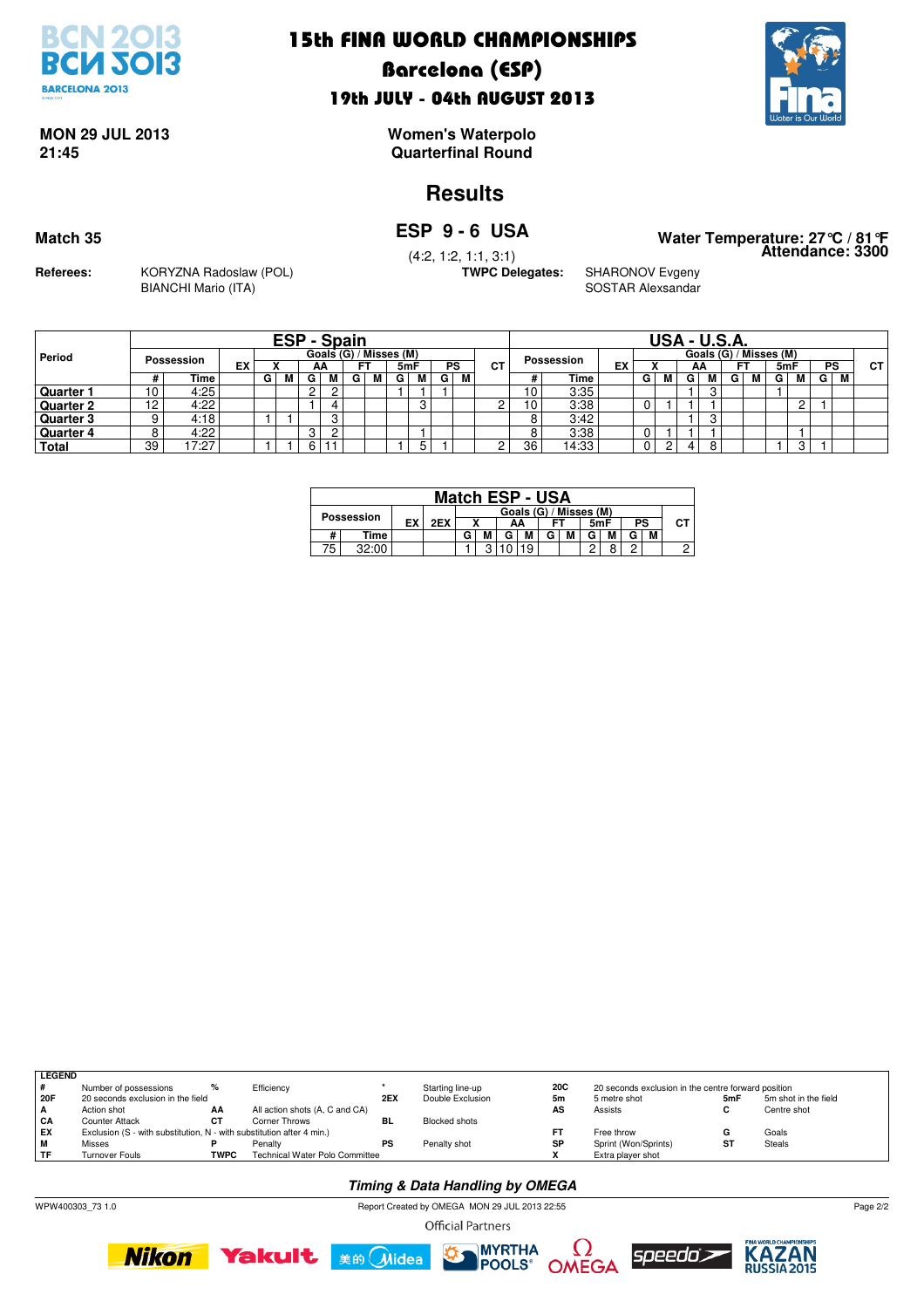# 15th FINA WORLD CHAMPIONSHIPS
## Barcelona (ESP)
### 19th JULY - 04th AUGUST 2013

**MON 29 JUL 2013**
**21:45**

**Women's Waterpolo**
**Quarterfinal Round**

## Results

**Match 35**

## ESP 9 - 6 USA

(4:2, 1:2, 1:1, 3:1)

**Water Temperature: 27°C / 81°F**
**Attendance: 3300**

**Referees:** KORYZNA Radoslaw (POL), BIANCHI Mario (ITA)

**TWPC Delegates:** SHARONOV Evgeny, SOSTAR Alexsandar

### ESP - Spain

| Period | Possession | | EX | Goals (G) / Misses (M) | | | | | | | | | | CT |
|---|---|---|---|---|---|---|---|---|---|---|---|---|---|---|
| | | | | X | | AA | | FT | | 5mF | | PS | | |
| | # | Time | | G | M | G | M | G | M | G | M | G | M | |
| Quarter 1 | 10 | 4:25 | | | | 2 | 2 | | | 1 | 1 | 1 | | |
| Quarter 2 | 12 | 4:22 | | | | 1 | 4 | | | | 3 | | | 2 |
| Quarter 3 | 9 | 4:18 | | 1 | 1 | | 3 | | | | | | | |
| Quarter 4 | 8 | 4:22 | | | | 3 | 2 | | | | 1 | | | |
| Total | 39 | 17:27 | | 1 | 1 | 6 | 11 | | | 1 | 5 | 1 | | 2 |

### USA - U.S.A.

| Period | Possession | | EX | Goals (G) / Misses (M) | | | | | | | | | | CT |
|---|---|---|---|---|---|---|---|---|---|---|---|---|---|---|
| | | | | X | | AA | | FT | | 5mF | | PS | | |
| | # | Time | | G | M | G | M | G | M | G | M | G | M | |
| Quarter 1 | 10 | 3:35 | | | | 1 | 3 | | | 1 | | | | |
| Quarter 2 | 10 | 3:38 | | 0 | 1 | 1 | 1 | | | | 2 | 1 | | |
| Quarter 3 | 8 | 3:42 | | | | 1 | 3 | | | | | | | |
| Quarter 4 | 8 | 3:38 | | 0 | 1 | 1 | 1 | | | | 1 | | | |
| Total | 36 | 14:33 | | 0 | 2 | 4 | 8 | | | 1 | 3 | 1 | | |

### Match ESP - USA

| Possession | | EX | 2EX | Goals (G) / Misses (M) | | | | | | | | | | CT |
|---|---|---|---|---|---|---|---|---|---|---|---|---|---|---|
| | | | | X | | AA | | FT | | 5mF | | PS | | |
| # | Time | | | G | M | G | M | G | M | G | M | G | M | |
| 75 | 32:00 | | | 1 | 3 | 10 | 19 | | | 2 | 8 | 2 | | 2 |

**LEGEND**

| | | | | | | | |
|---|---|---|---|---|---|---|---|
| # | Number of possessions | % | Efficiency | * | Starting line-up | 20C | 20 seconds exclusion in the centre forward position |
| 20F | 20 seconds exclusion in the field | | | 2EX | Double Exclusion | 5m | 5 metre shot |
| 5mF | 5m shot in the field | A | Action shot | AA | All action shots (A, C and CA) | AS | Assists |
| C | Centre shot | CA | Counter Attack | CT | Corner Throws | BL | Blocked shots |
| EX | Exclusion (S - with substitution, N - with substitution after 4 min.) | | | FT | Free throw | G | Goals |
| M | Misses | P | Penalty | PS | Penalty shot | SP | Sprint (Won/Sprints) |
| ST | Steals | TF | Turnover Fouls | TWPC | Technical Water Polo Committee | X | Extra player shot |

**Timing & Data Handling by OMEGA**

WPW400303_73 1.0 — Report Created by OMEGA MON 29 JUL 2013 22:55

Official Partners